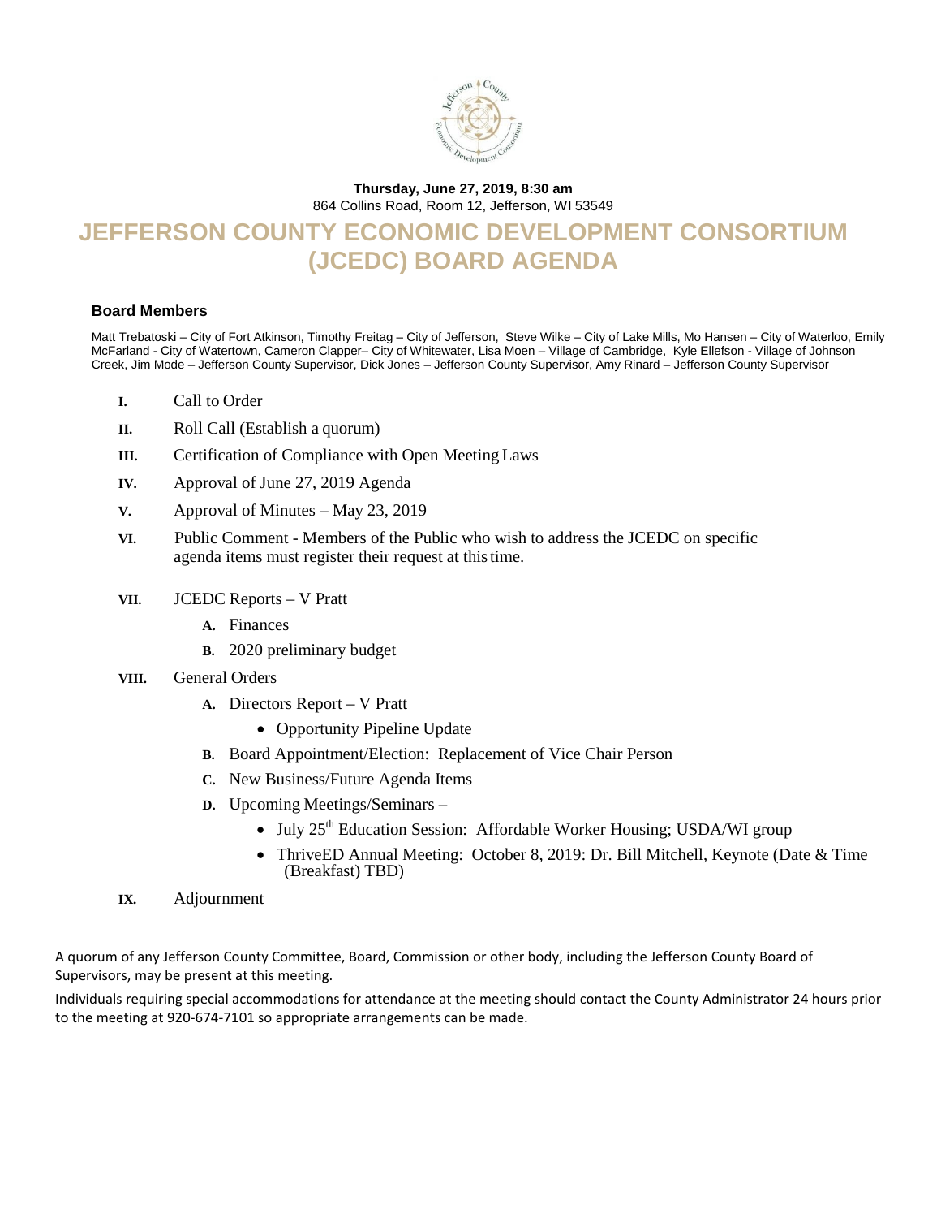**Thursday, June 27, 2019, 8:30 am**
864 Collins Road, Room 12, Jefferson, WI 53549

# JEFFERSON COUNTY ECONOMIC DEVELOPMENT CONSORTIUM (JCEDC) BOARD AGENDA

### Board Members

Matt Trebatoski – City of Fort Atkinson, Timothy Freitag – City of Jefferson, Steve Wilke – City of Lake Mills, Mo Hansen – City of Waterloo, Emily McFarland - City of Watertown, Cameron Clapper– City of Whitewater, Lisa Moen – Village of Cambridge, Kyle Ellefson - Village of Johnson Creek, Jim Mode – Jefferson County Supervisor, Dick Jones – Jefferson County Supervisor, Amy Rinard – Jefferson County Supervisor

- **I.** Call to Order
- **II.** Roll Call (Establish a quorum)
- **III.** Certification of Compliance with Open Meeting Laws
- **IV.** Approval of June 27, 2019 Agenda
- **V.** Approval of Minutes – May 23, 2019
- **VI.** Public Comment - Members of the Public who wish to address the JCEDC on specific agenda items must register their request at this time.
- **VII.** JCEDC Reports – V Pratt
  - **A.** Finances
  - **B.** 2020 preliminary budget
- **VIII.** General Orders
  - **A.** Directors Report – V Pratt
    - Opportunity Pipeline Update
  - **B.** Board Appointment/Election: Replacement of Vice Chair Person
  - **C.** New Business/Future Agenda Items
  - **D.** Upcoming Meetings/Seminars –
    - July 25th Education Session: Affordable Worker Housing; USDA/WI group
    - ThriveED Annual Meeting: October 8, 2019: Dr. Bill Mitchell, Keynote (Date & Time (Breakfast) TBD)
- **IX.** Adjournment

A quorum of any Jefferson County Committee, Board, Commission or other body, including the Jefferson County Board of Supervisors, may be present at this meeting.

Individuals requiring special accommodations for attendance at the meeting should contact the County Administrator 24 hours prior to the meeting at 920-674-7101 so appropriate arrangements can be made.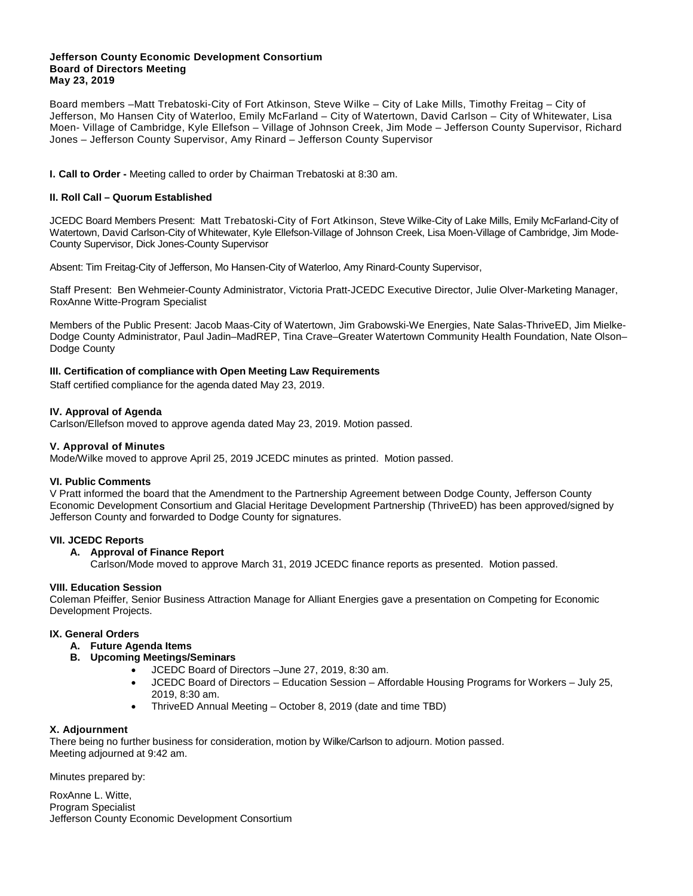**Jefferson County Economic Development Consortium**
**Board of Directors Meeting**
**May 23, 2019**

Board members –Matt Trebatoski-City of Fort Atkinson, Steve Wilke – City of Lake Mills, Timothy Freitag – City of Jefferson, Mo Hansen City of Waterloo, Emily McFarland – City of Watertown, David Carlson – City of Whitewater, Lisa Moen- Village of Cambridge, Kyle Ellefson – Village of Johnson Creek, Jim Mode – Jefferson County Supervisor, Richard Jones – Jefferson County Supervisor, Amy Rinard – Jefferson County Supervisor

**I. Call to Order -** Meeting called to order by Chairman Trebatoski at 8:30 am.

**II. Roll Call – Quorum Established**

JCEDC Board Members Present: Matt Trebatoski-City of Fort Atkinson, Steve Wilke-City of Lake Mills, Emily McFarland-City of Watertown, David Carlson-City of Whitewater, Kyle Ellefson-Village of Johnson Creek, Lisa Moen-Village of Cambridge, Jim Mode-County Supervisor, Dick Jones-County Supervisor

Absent: Tim Freitag-City of Jefferson, Mo Hansen-City of Waterloo, Amy Rinard-County Supervisor,

Staff Present: Ben Wehmeier-County Administrator, Victoria Pratt-JCEDC Executive Director, Julie Olver-Marketing Manager, RoxAnne Witte-Program Specialist

Members of the Public Present: Jacob Maas-City of Watertown, Jim Grabowski-We Energies, Nate Salas-ThriveED, Jim Mielke-Dodge County Administrator, Paul Jadin–MadREP, Tina Crave–Greater Watertown Community Health Foundation, Nate Olson–Dodge County

**III. Certification of compliance with Open Meeting Law Requirements**
Staff certified compliance for the agenda dated May 23, 2019.

**IV. Approval of Agenda**
Carlson/Ellefson moved to approve agenda dated May 23, 2019. Motion passed.

**V. Approval of Minutes**
Mode/Wilke moved to approve April 25, 2019 JCEDC minutes as printed. Motion passed.

**VI. Public Comments**
V Pratt informed the board that the Amendment to the Partnership Agreement between Dodge County, Jefferson County Economic Development Consortium and Glacial Heritage Development Partnership (ThriveED) has been approved/signed by Jefferson County and forwarded to Dodge County for signatures.

**VII. JCEDC Reports**

**A. Approval of Finance Report**
Carlson/Mode moved to approve March 31, 2019 JCEDC finance reports as presented. Motion passed.

**VIII. Education Session**
Coleman Pfeiffer, Senior Business Attraction Manage for Alliant Energies gave a presentation on Competing for Economic Development Projects.

**IX. General Orders**

**A. Future Agenda Items**

**B. Upcoming Meetings/Seminars**

- JCEDC Board of Directors –June 27, 2019, 8:30 am.
- JCEDC Board of Directors – Education Session – Affordable Housing Programs for Workers – July 25, 2019, 8:30 am.
- ThriveED Annual Meeting – October 8, 2019 (date and time TBD)

**X. Adjournment**
There being no further business for consideration, motion by Wilke/Carlson to adjourn. Motion passed.
Meeting adjourned at 9:42 am.

Minutes prepared by:

RoxAnne L. Witte,
Program Specialist
Jefferson County Economic Development Consortium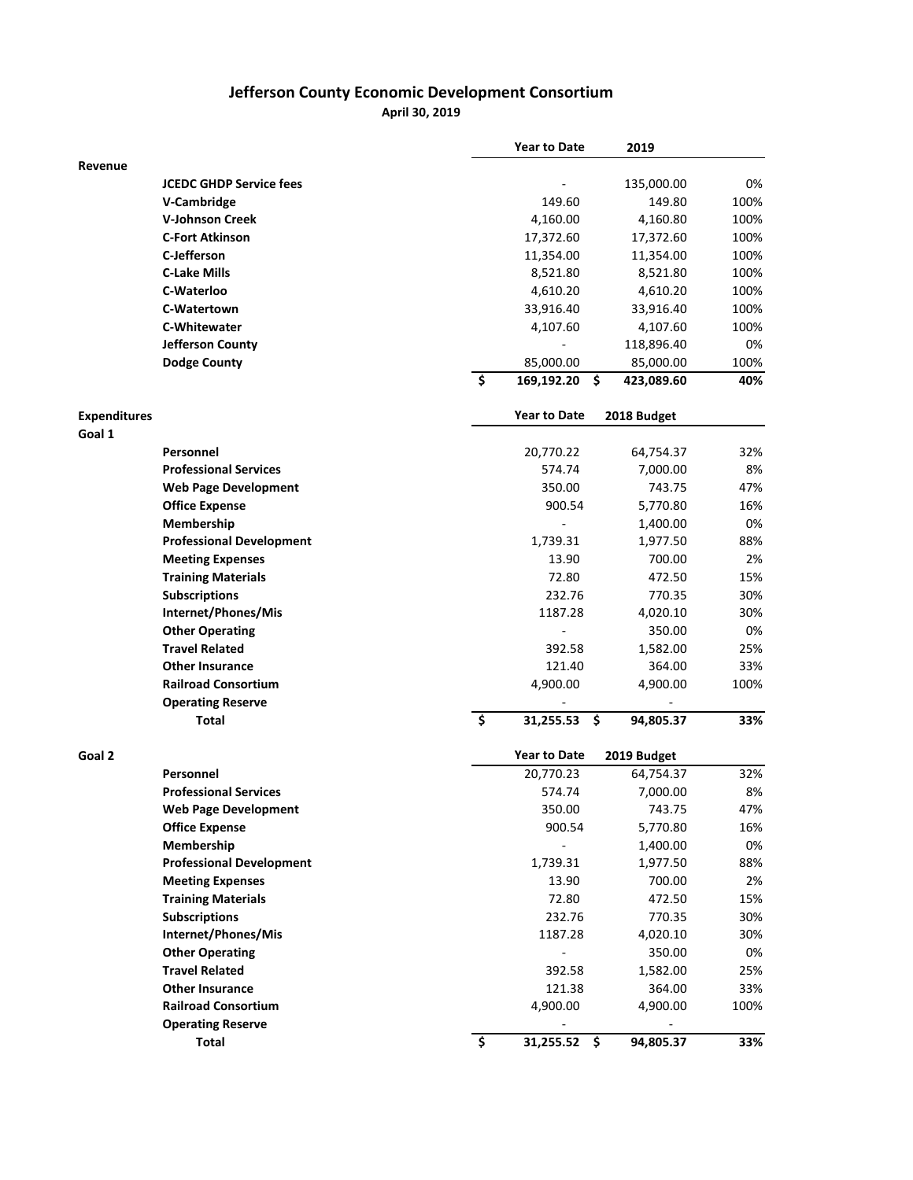# Jefferson County Economic Development Consortium

**April 30, 2019**

| | | Year to Date | 2019 | |
|---|---|---|---|---|
| **Revenue** | | | | |
| | **JCEDC GHDP Service fees** | - | 135,000.00 | 0% |
| | **V-Cambridge** | 149.60 | 149.80 | 100% |
| | **V-Johnson Creek** | 4,160.00 | 4,160.80 | 100% |
| | **C-Fort Atkinson** | 17,372.60 | 17,372.60 | 100% |
| | **C-Jefferson** | 11,354.00 | 11,354.00 | 100% |
| | **C-Lake Mills** | 8,521.80 | 8,521.80 | 100% |
| | **C-Waterloo** | 4,610.20 | 4,610.20 | 100% |
| | **C-Watertown** | 33,916.40 | 33,916.40 | 100% |
| | **C-Whitewater** | 4,107.60 | 4,107.60 | 100% |
| | **Jefferson County** | - | 118,896.40 | 0% |
| | **Dodge County** | 85,000.00 | 85,000.00 | 100% |
| | | **$ 169,192.20** | **$ 423,089.60** | **40%** |

| | | Year to Date | 2018 Budget | |
|---|---|---|---|---|
| **Expenditures** | | | | |
| **Goal 1** | | | | |
| | **Personnel** | 20,770.22 | 64,754.37 | 32% |
| | **Professional Services** | 574.74 | 7,000.00 | 8% |
| | **Web Page Development** | 350.00 | 743.75 | 47% |
| | **Office Expense** | 900.54 | 5,770.80 | 16% |
| | **Membership** | - | 1,400.00 | 0% |
| | **Professional Development** | 1,739.31 | 1,977.50 | 88% |
| | **Meeting Expenses** | 13.90 | 700.00 | 2% |
| | **Training Materials** | 72.80 | 472.50 | 15% |
| | **Subscriptions** | 232.76 | 770.35 | 30% |
| | **Internet/Phones/Mis** | 1187.28 | 4,020.10 | 30% |
| | **Other Operating** | - | 350.00 | 0% |
| | **Travel Related** | 392.58 | 1,582.00 | 25% |
| | **Other Insurance** | 121.40 | 364.00 | 33% |
| | **Railroad Consortium** | 4,900.00 | 4,900.00 | 100% |
| | **Operating Reserve** | - | - | |
| | **Total** | **$ 31,255.53** | **$ 94,805.37** | **33%** |

| | | Year to Date | 2019 Budget | |
|---|---|---|---|---|
| **Goal 2** | | | | |
| | **Personnel** | 20,770.23 | 64,754.37 | 32% |
| | **Professional Services** | 574.74 | 7,000.00 | 8% |
| | **Web Page Development** | 350.00 | 743.75 | 47% |
| | **Office Expense** | 900.54 | 5,770.80 | 16% |
| | **Membership** | - | 1,400.00 | 0% |
| | **Professional Development** | 1,739.31 | 1,977.50 | 88% |
| | **Meeting Expenses** | 13.90 | 700.00 | 2% |
| | **Training Materials** | 72.80 | 472.50 | 15% |
| | **Subscriptions** | 232.76 | 770.35 | 30% |
| | **Internet/Phones/Mis** | 1187.28 | 4,020.10 | 30% |
| | **Other Operating** | - | 350.00 | 0% |
| | **Travel Related** | 392.58 | 1,582.00 | 25% |
| | **Other Insurance** | 121.38 | 364.00 | 33% |
| | **Railroad Consortium** | 4,900.00 | 4,900.00 | 100% |
| | **Operating Reserve** | - | - | |
| | **Total** | **$ 31,255.52** | **$ 94,805.37** | **33%** |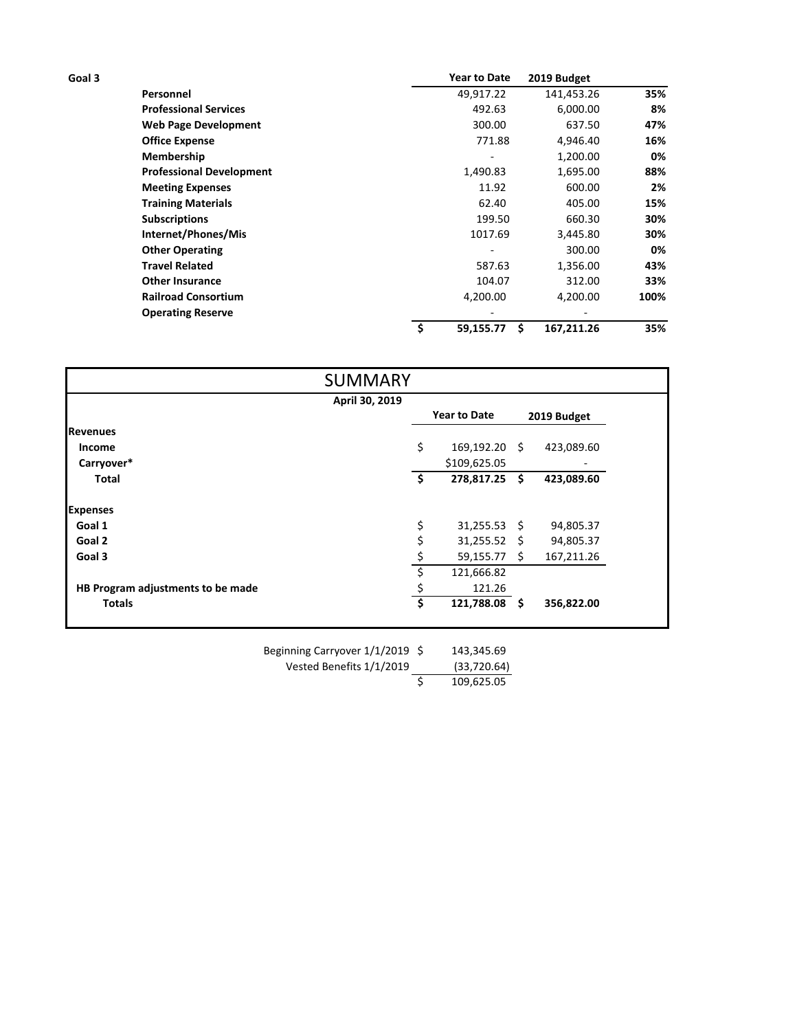**Goal 3**

| | Year to Date | 2019 Budget | |
|---|---|---|---|
| **Personnel** | 49,917.22 | 141,453.26 | **35%** |
| **Professional Services** | 492.63 | 6,000.00 | **8%** |
| **Web Page Development** | 300.00 | 637.50 | **47%** |
| **Office Expense** | 771.88 | 4,946.40 | **16%** |
| **Membership** | - | 1,200.00 | **0%** |
| **Professional Development** | 1,490.83 | 1,695.00 | **88%** |
| **Meeting Expenses** | 11.92 | 600.00 | **2%** |
| **Training Materials** | 62.40 | 405.00 | **15%** |
| **Subscriptions** | 199.50 | 660.30 | **30%** |
| **Internet/Phones/Mis** | 1017.69 | 3,445.80 | **30%** |
| **Other Operating** | - | 300.00 | **0%** |
| **Travel Related** | 587.63 | 1,356.00 | **43%** |
| **Other Insurance** | 104.07 | 312.00 | **33%** |
| **Railroad Consortium** | 4,200.00 | 4,200.00 | **100%** |
| **Operating Reserve** | - | - | |
| | **$ 59,155.77** | **$ 167,211.26** | **35%** |

## SUMMARY

**April 30, 2019**

| | Year to Date | 2019 Budget |
|---|---|---|
| **Revenues** | | |
| **Income** | $ 169,192.20 | $ 423,089.60 |
| **Carryover*** | $109,625.05 | - |
| **Total** | **$ 278,817.25** | **$ 423,089.60** |
| | | |
| **Expenses** | | |
| **Goal 1** | $ 31,255.53 | $ 94,805.37 |
| **Goal 2** | $ 31,255.52 | $ 94,805.37 |
| **Goal 3** | $ 59,155.77 | $ 167,211.26 |
| | $ 121,666.82 | |
| **HB Program adjustments to be made** | $ 121.26 | |
| **Totals** | **$ 121,788.08** | **$ 356,822.00** |

| | |
|---|---|
| Beginning Carryover 1/1/2019 | $ 143,345.69 |
| Vested Benefits 1/1/2019 | (33,720.64) |
| | $ 109,625.05 |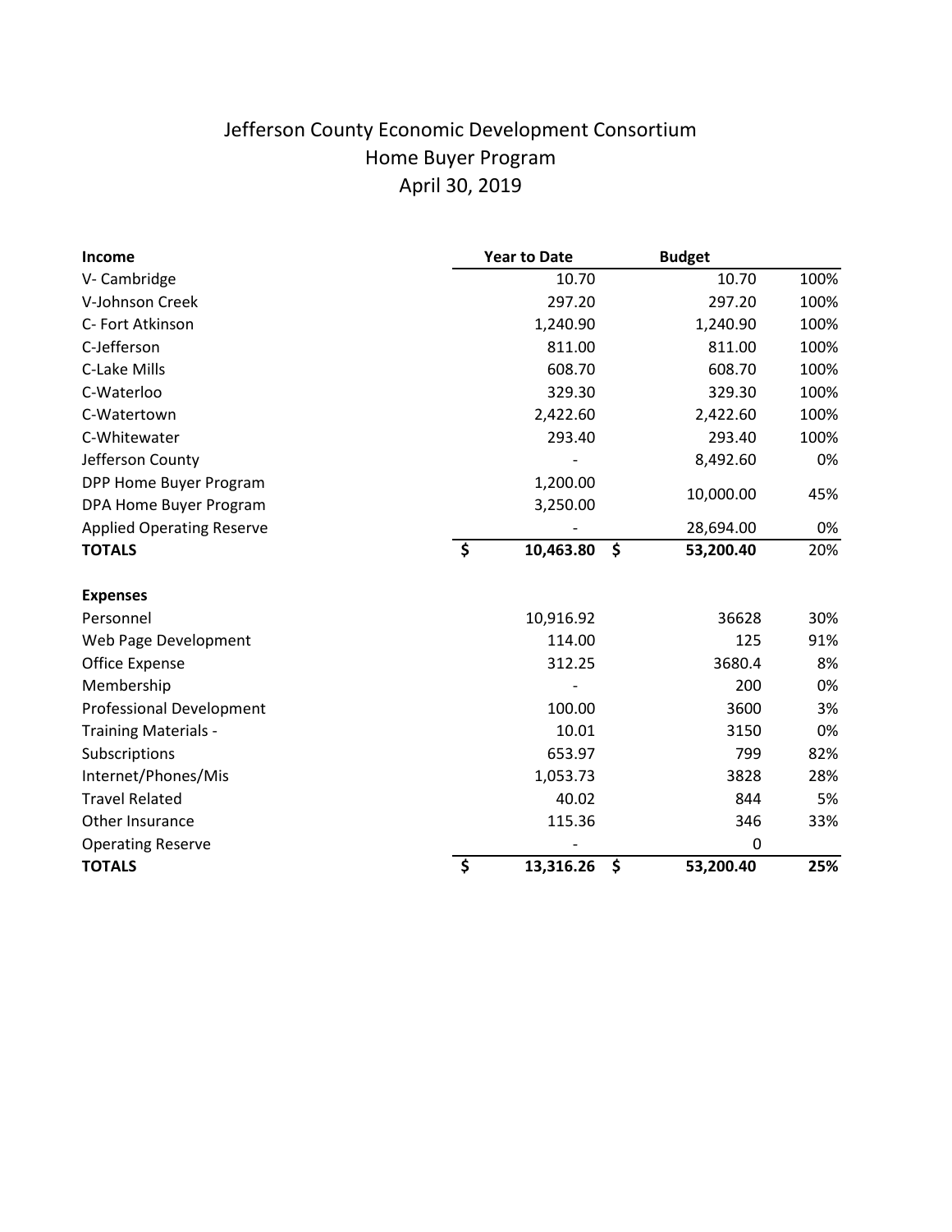# Jefferson County Economic Development Consortium
## Home Buyer Program
## April 30, 2019

| Income | Year to Date | Budget | |
|---|---|---|---|
| V- Cambridge | 10.70 | 10.70 | 100% |
| V-Johnson Creek | 297.20 | 297.20 | 100% |
| C- Fort Atkinson | 1,240.90 | 1,240.90 | 100% |
| C-Jefferson | 811.00 | 811.00 | 100% |
| C-Lake Mills | 608.70 | 608.70 | 100% |
| C-Waterloo | 329.30 | 329.30 | 100% |
| C-Watertown | 2,422.60 | 2,422.60 | 100% |
| C-Whitewater | 293.40 | 293.40 | 100% |
| Jefferson County | - | 8,492.60 | 0% |
| DPP Home Buyer Program | 1,200.00 | 10,000.00 | 45% |
| DPA Home Buyer Program | 3,250.00 | | |
| Applied Operating Reserve | - | 28,694.00 | 0% |
| **TOTALS** | **$ 10,463.80** | **$ 53,200.40** | 20% |

| Expenses | Year to Date | Budget | |
|---|---|---|---|
| Personnel | 10,916.92 | 36628 | 30% |
| Web Page Development | 114.00 | 125 | 91% |
| Office Expense | 312.25 | 3680.4 | 8% |
| Membership | - | 200 | 0% |
| Professional Development | 100.00 | 3600 | 3% |
| Training Materials - | 10.01 | 3150 | 0% |
| Subscriptions | 653.97 | 799 | 82% |
| Internet/Phones/Mis | 1,053.73 | 3828 | 28% |
| Travel Related | 40.02 | 844 | 5% |
| Other Insurance | 115.36 | 346 | 33% |
| Operating Reserve | - | 0 | |
| **TOTALS** | **$ 13,316.26** | **$ 53,200.40** | **25%** |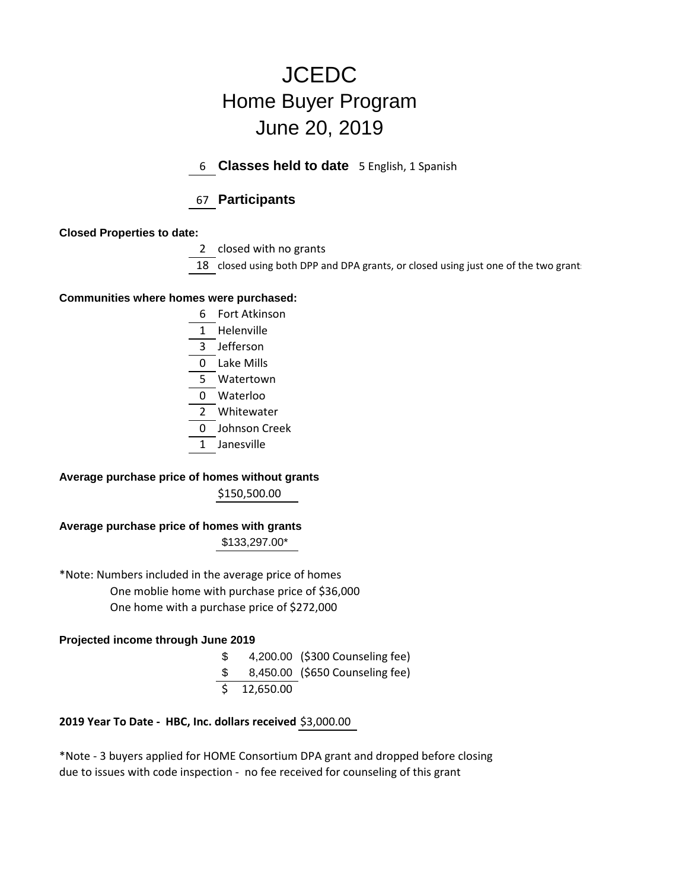# JCEDC

## Home Buyer Program

## June 20, 2019

6 **Classes held to date** 5 English, 1 Spanish

67 **Participants**

**Closed Properties to date:**

2 closed with no grants

18 closed using both DPP and DPA grants, or closed using just one of the two grant

**Communities where homes were purchased:**

| | |
|---|---|
| 6 | Fort Atkinson |
| 1 | Helenville |
| 3 | Jefferson |
| 0 | Lake Mills |
| 5 | Watertown |
| 0 | Waterloo |
| 2 | Whitewater |
| 0 | Johnson Creek |
| 1 | Janesville |

**Average purchase price of homes without grants**

$150,500.00

**Average purchase price of homes with grants**

$133,297.00*

*Note: Numbers included in the average price of homes

One moblie home with purchase price of $36,000

One home with a purchase price of $272,000

**Projected income through June 2019**

| | |
|---|---|
| $ 4,200.00 | ($300 Counseling fee) |
| $ 8,450.00 | ($650 Counseling fee) |
| $ 12,650.00 | |

**2019 Year To Date - HBC, Inc. dollars received** $3,000.00

*Note - 3 buyers applied for HOME Consortium DPA grant and dropped before closing due to issues with code inspection - no fee received for counseling of this grant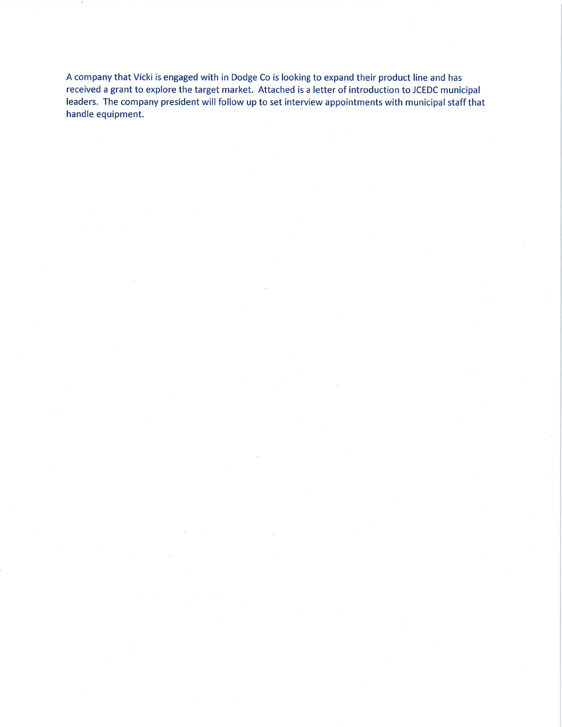A company that Vicki is engaged with in Dodge Co is looking to expand their product line and has received a grant to explore the target market. Attached is a letter of introduction to JCEDC municipal leaders. The company president will follow up to set interview appointments with municipal staff that handle equipment.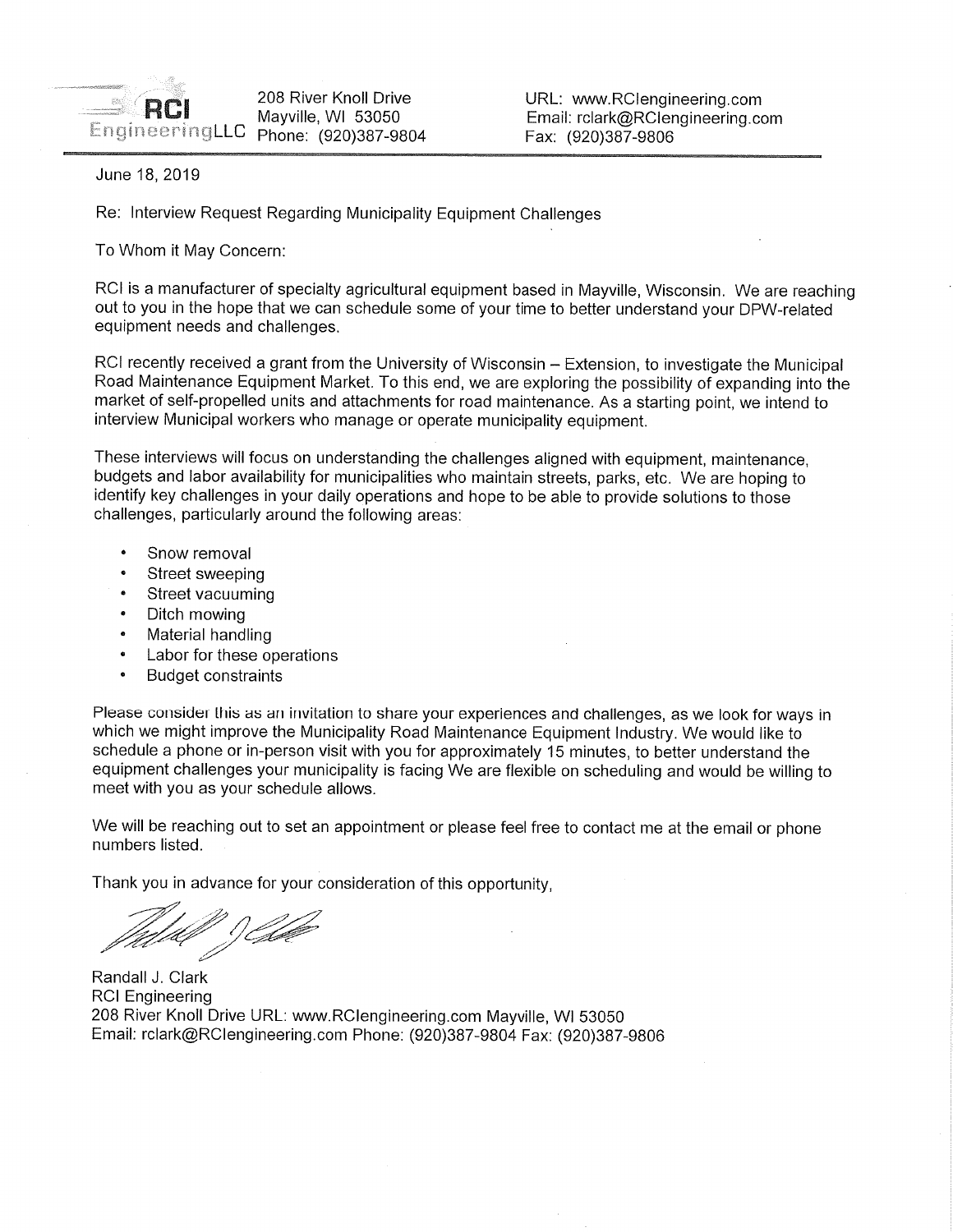RCI EngineeringLLC 208 River Knoll Drive
Mayville, WI 53050
Phone: (920)387-9804

URL: www.RCIengineering.com
Email: rclark@RCIengineering.com
Fax: (920)387-9806

June 18, 2019

Re: Interview Request Regarding Municipality Equipment Challenges

To Whom it May Concern:

RCI is a manufacturer of specialty agricultural equipment based in Mayville, Wisconsin. We are reaching out to you in the hope that we can schedule some of your time to better understand your DPW-related equipment needs and challenges.

RCI recently received a grant from the University of Wisconsin – Extension, to investigate the Municipal Road Maintenance Equipment Market. To this end, we are exploring the possibility of expanding into the market of self-propelled units and attachments for road maintenance. As a starting point, we intend to interview Municipal workers who manage or operate municipality equipment.

These interviews will focus on understanding the challenges aligned with equipment, maintenance, budgets and labor availability for municipalities who maintain streets, parks, etc. We are hoping to identify key challenges in your daily operations and hope to be able to provide solutions to those challenges, particularly around the following areas:

- Snow removal
- Street sweeping
- Street vacuuming
- Ditch mowing
- Material handling
- Labor for these operations
- Budget constraints

Please consider this as an invitation to share your experiences and challenges, as we look for ways in which we might improve the Municipality Road Maintenance Equipment Industry. We would like to schedule a phone or in-person visit with you for approximately 15 minutes, to better understand the equipment challenges your municipality is facing We are flexible on scheduling and would be willing to meet with you as your schedule allows.

We will be reaching out to set an appointment or please feel free to contact me at the email or phone numbers listed.

Thank you in advance for your consideration of this opportunity,

Randall J. Clark
RCI Engineering
208 River Knoll Drive URL: www.RCIengineering.com Mayville, WI 53050
Email: rclark@RCIengineering.com Phone: (920)387-9804 Fax: (920)387-9806